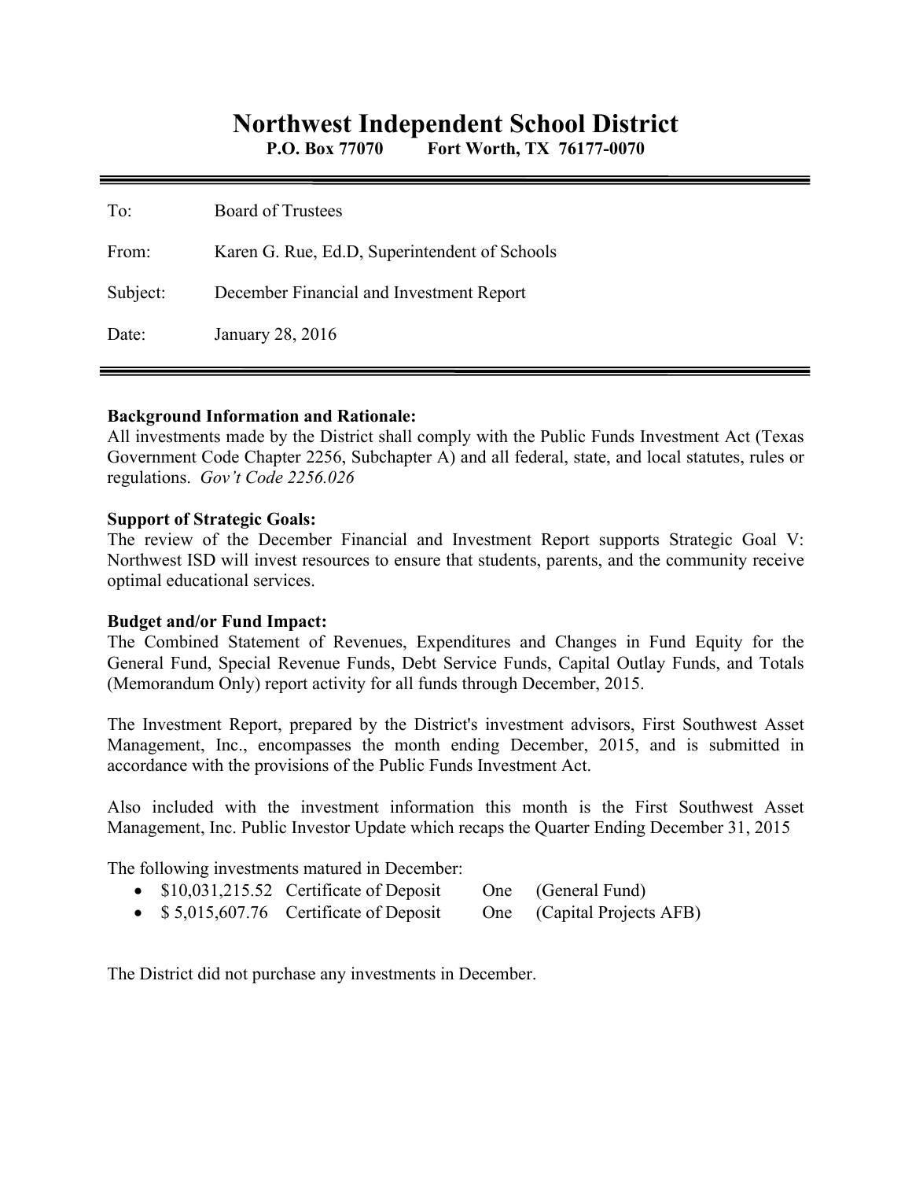# Northwest Independent School District

**P.O. Box 77070 Fort Worth, TX 76177-0070**

| | |
|---|---|
| To: | Board of Trustees |
| From: | Karen G. Rue, Ed.D, Superintendent of Schools |
| Subject: | December Financial and Investment Report |
| Date: | January 28, 2016 |

**Background Information and Rationale:**
All investments made by the District shall comply with the Public Funds Investment Act (Texas Government Code Chapter 2256, Subchapter A) and all federal, state, and local statutes, rules or regulations. *Gov't Code 2256.026*

**Support of Strategic Goals:**
The review of the December Financial and Investment Report supports Strategic Goal V: Northwest ISD will invest resources to ensure that students, parents, and the community receive optimal educational services.

**Budget and/or Fund Impact:**
The Combined Statement of Revenues, Expenditures and Changes in Fund Equity for the General Fund, Special Revenue Funds, Debt Service Funds, Capital Outlay Funds, and Totals (Memorandum Only) report activity for all funds through December, 2015.

The Investment Report, prepared by the District's investment advisors, First Southwest Asset Management, Inc., encompasses the month ending December, 2015, and is submitted in accordance with the provisions of the Public Funds Investment Act.

Also included with the investment information this month is the First Southwest Asset Management, Inc. Public Investor Update which recaps the Quarter Ending December 31, 2015

The following investments matured in December:

- $10,031,215.52 Certificate of Deposit One (General Fund)
- $ 5,015,607.76 Certificate of Deposit One (Capital Projects AFB)

The District did not purchase any investments in December.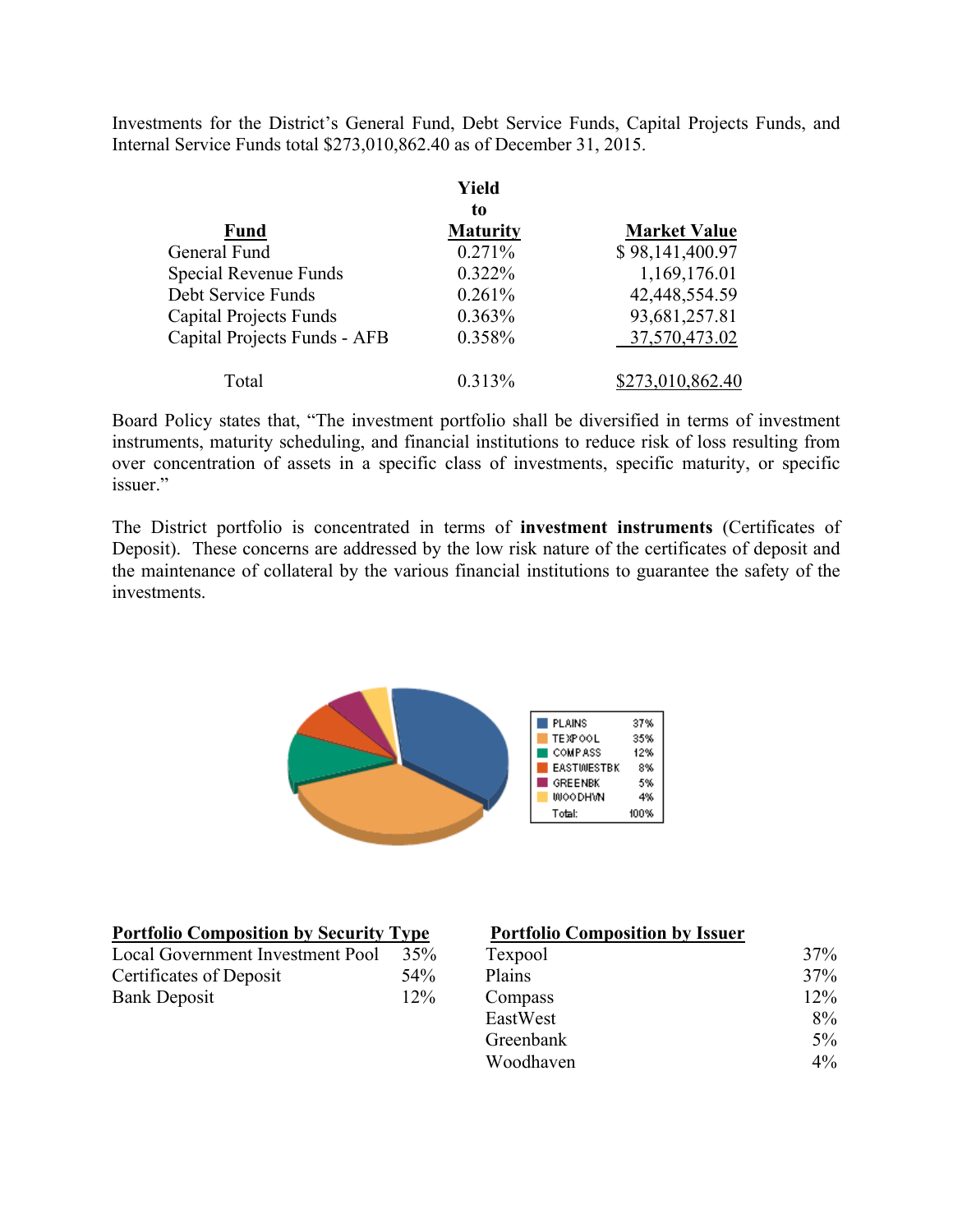Investments for the District's General Fund, Debt Service Funds, Capital Projects Funds, and Internal Service Funds total $273,010,862.40 as of December 31, 2015.

| Fund | Yield to Maturity | Market Value |
|---|---|---|
| General Fund | 0.271% | $ 98,141,400.97 |
| Special Revenue Funds | 0.322% | 1,169,176.01 |
| Debt Service Funds | 0.261% | 42,448,554.59 |
| Capital Projects Funds | 0.363% | 93,681,257.81 |
| Capital Projects Funds - AFB | 0.358% | 37,570,473.02 |
| Total | 0.313% | $273,010,862.40 |

Board Policy states that, "The investment portfolio shall be diversified in terms of investment instruments, maturity scheduling, and financial institutions to reduce risk of loss resulting from over concentration of assets in a specific class of investments, specific maturity, or specific issuer."

The District portfolio is concentrated in terms of **investment instruments** (Certificates of Deposit). These concerns are addressed by the low risk nature of the certificates of deposit and the maintenance of collateral by the various financial institutions to guarantee the safety of the investments.

| | |
|---|---|
| PLAINS | 37% |
| TEXPOOL | 35% |
| COMPASS | 12% |
| EASTWESTBK | 8% |
| GREENBK | 5% |
| WOODHVN | 4% |
| Total: | 100% |

**Portfolio Composition by Security Type**

| | |
|---|---|
| Local Government Investment Pool | 35% |
| Certificates of Deposit | 54% |
| Bank Deposit | 12% |

**Portfolio Composition by Issuer**

| | |
|---|---|
| Texpool | 37% |
| Plains | 37% |
| Compass | 12% |
| EastWest | 8% |
| Greenbank | 5% |
| Woodhaven | 4% |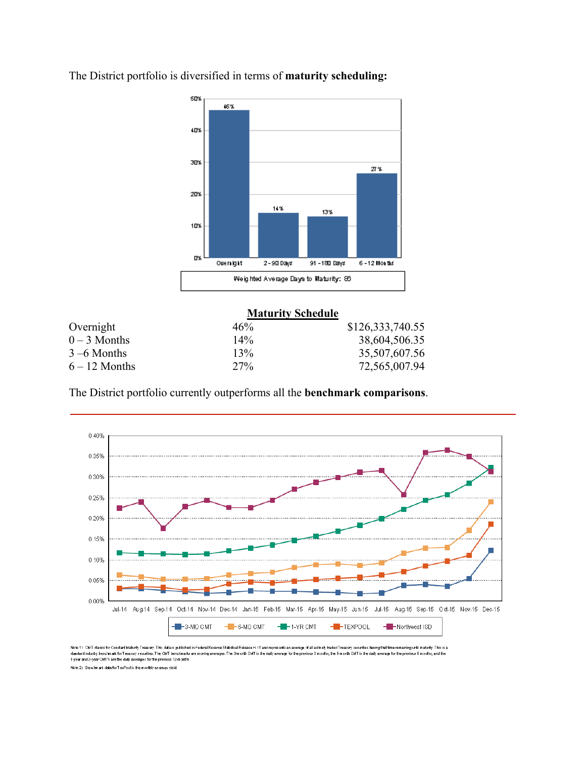The District portfolio is diversified in terms of **maturity scheduling:**

| | | |
|---|---|---|
| Overnight | 46% | 2 - 90 Days 14% |

Weighted Average Days to Maturity: 88

**Maturity Schedule**

| | | |
|---|---|---|
| Overnight | 46% | $126,333,740.55 |
| 0 – 3 Months | 14% | 38,604,506.35 |
| 3 –6 Months | 13% | 35,507,607.56 |
| 6 – 12 Months | 27% | 72,565,007.94 |

The District portfolio currently outperforms all the **benchmark comparisons**.

3-MO CMT — 6-MO CMT — 1-YR CMT — TEXPOOL — Northwest ISD

Note 1: CMT stands for Constant Maturity Treasury. This data is published in Federal Reserve Statistical Release H.15 and represents an average of all actively traded Treasury securities having that time remaining until maturity. This is a standard industry benchmark for Treasury securities. The CMT benchmarks are moving averages. The 3-month CMT is the daily average for the previous 3 months, the 6-month CMT is the daily average for the previous 6 months, and the 1-year and 2-year CMT's are the daily averages for the previous 12-months.

Note 2: Benchmark data for TexPool is the monthly average yield.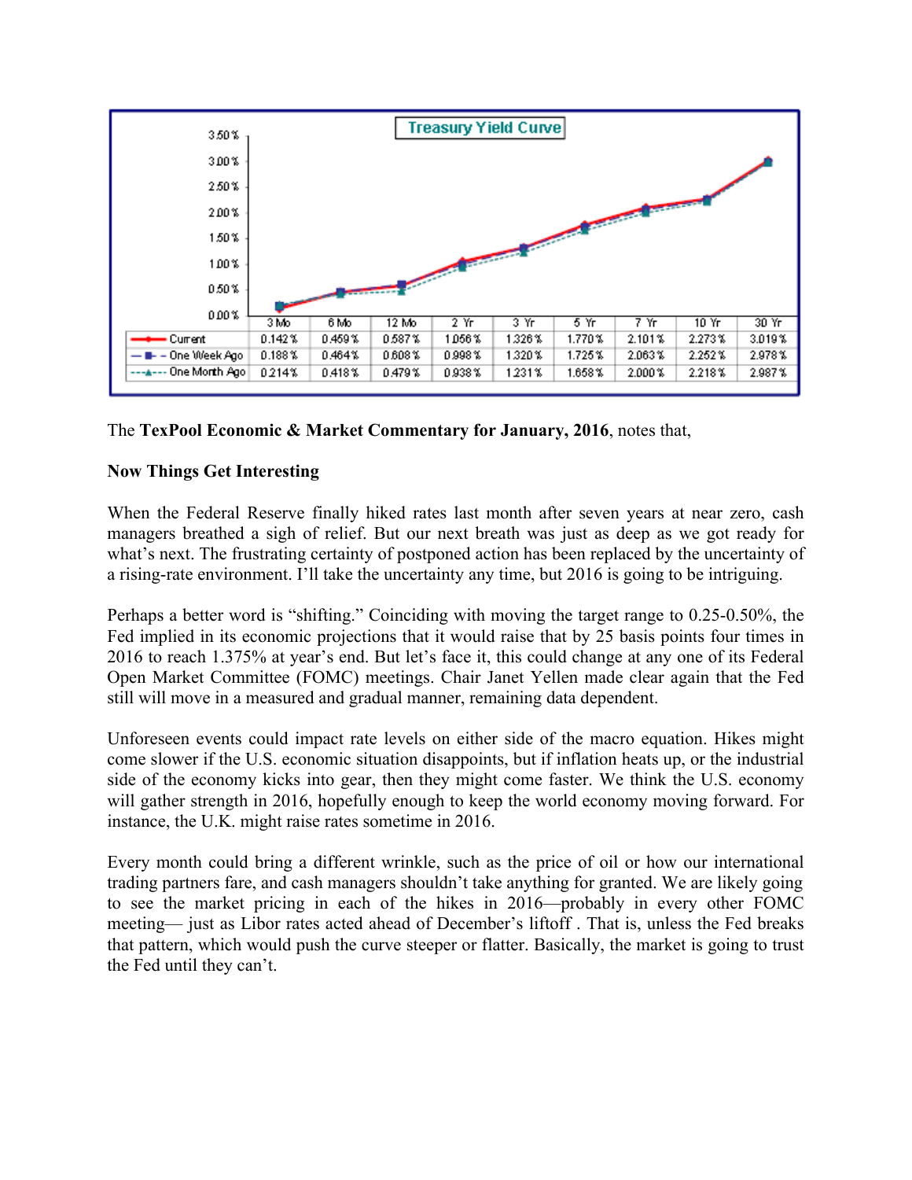**Treasury Yield Curve**

| | 3 Mo | 6 Mo | 12 Mo | 2 Yr | 3 Yr | 5 Yr | 7 Yr | 10 Yr | 30 Yr |
|---|---|---|---|---|---|---|---|---|---|
| Current | 0.142% | 0.459% | 0.587% | 1.056% | 1.326% | 1.770% | 2.101% | 2.273% | 3.019% |
| One Week Ago | 0.188% | 0.464% | 0.608% | 0.998% | 1.320% | 1.725% | 2.063% | 2.252% | 2.978% |
| One Month Ago | 0.214% | 0.418% | 0.479% | 0.938% | 1.231% | 1.658% | 2.000% | 2.218% | 2.987% |

The **TexPool Economic & Market Commentary for January, 2016**, notes that,

**Now Things Get Interesting**

When the Federal Reserve finally hiked rates last month after seven years at near zero, cash managers breathed a sigh of relief. But our next breath was just as deep as we got ready for what's next. The frustrating certainty of postponed action has been replaced by the uncertainty of a rising-rate environment. I'll take the uncertainty any time, but 2016 is going to be intriguing.

Perhaps a better word is "shifting." Coinciding with moving the target range to 0.25-0.50%, the Fed implied in its economic projections that it would raise that by 25 basis points four times in 2016 to reach 1.375% at year's end. But let's face it, this could change at any one of its Federal Open Market Committee (FOMC) meetings. Chair Janet Yellen made clear again that the Fed still will move in a measured and gradual manner, remaining data dependent.

Unforeseen events could impact rate levels on either side of the macro equation. Hikes might come slower if the U.S. economic situation disappoints, but if inflation heats up, or the industrial side of the economy kicks into gear, then they might come faster. We think the U.S. economy will gather strength in 2016, hopefully enough to keep the world economy moving forward. For instance, the U.K. might raise rates sometime in 2016.

Every month could bring a different wrinkle, such as the price of oil or how our international trading partners fare, and cash managers shouldn't take anything for granted. We are likely going to see the market pricing in each of the hikes in 2016—probably in every other FOMC meeting— just as Libor rates acted ahead of December's liftoff . That is, unless the Fed breaks that pattern, which would push the curve steeper or flatter. Basically, the market is going to trust the Fed until they can't.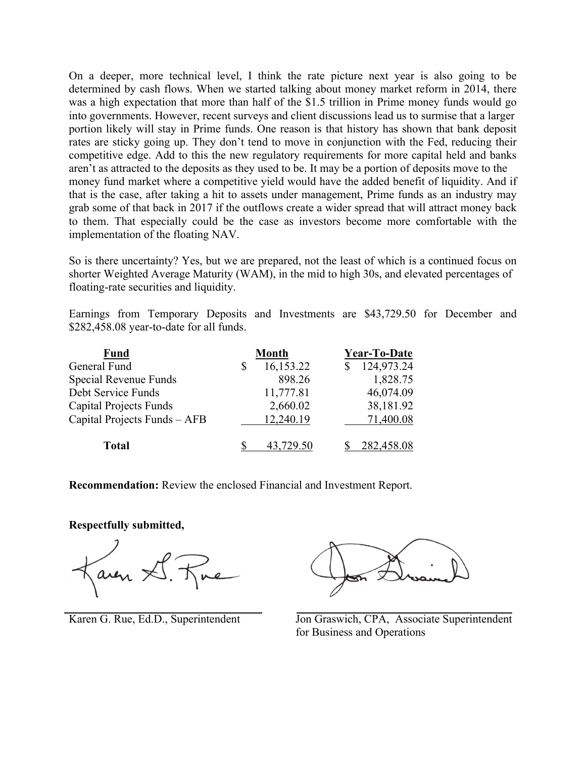On a deeper, more technical level, I think the rate picture next year is also going to be determined by cash flows. When we started talking about money market reform in 2014, there was a high expectation that more than half of the $1.5 trillion in Prime money funds would go into governments. However, recent surveys and client discussions lead us to surmise that a larger portion likely will stay in Prime funds. One reason is that history has shown that bank deposit rates are sticky going up. They don't tend to move in conjunction with the Fed, reducing their competitive edge. Add to this the new regulatory requirements for more capital held and banks aren't as attracted to the deposits as they used to be. It may be a portion of deposits move to the money fund market where a competitive yield would have the added benefit of liquidity. And if that is the case, after taking a hit to assets under management, Prime funds as an industry may grab some of that back in 2017 if the outflows create a wider spread that will attract money back to them. That especially could be the case as investors become more comfortable with the implementation of the floating NAV.

So is there uncertainty? Yes, but we are prepared, not the least of which is a continued focus on shorter Weighted Average Maturity (WAM), in the mid to high 30s, and elevated percentages of floating-rate securities and liquidity.

Earnings from Temporary Deposits and Investments are $43,729.50 for December and $282,458.08 year-to-date for all funds.

| Fund | Month | Year-To-Date |
|---|---|---|
| General Fund | $ 16,153.22 | $ 124,973.24 |
| Special Revenue Funds | 898.26 | 1,828.75 |
| Debt Service Funds | 11,777.81 | 46,074.09 |
| Capital Projects Funds | 2,660.02 | 38,181.92 |
| Capital Projects Funds – AFB | 12,240.19 | 71,400.08 |
| **Total** | $ 43,729.50 | $ 282,458.08 |

**Recommendation:** Review the enclosed Financial and Investment Report.

**Respectfully submitted,**

Karen G. Rue, Ed.D., Superintendent

Jon Graswich, CPA, Associate Superintendent for Business and Operations